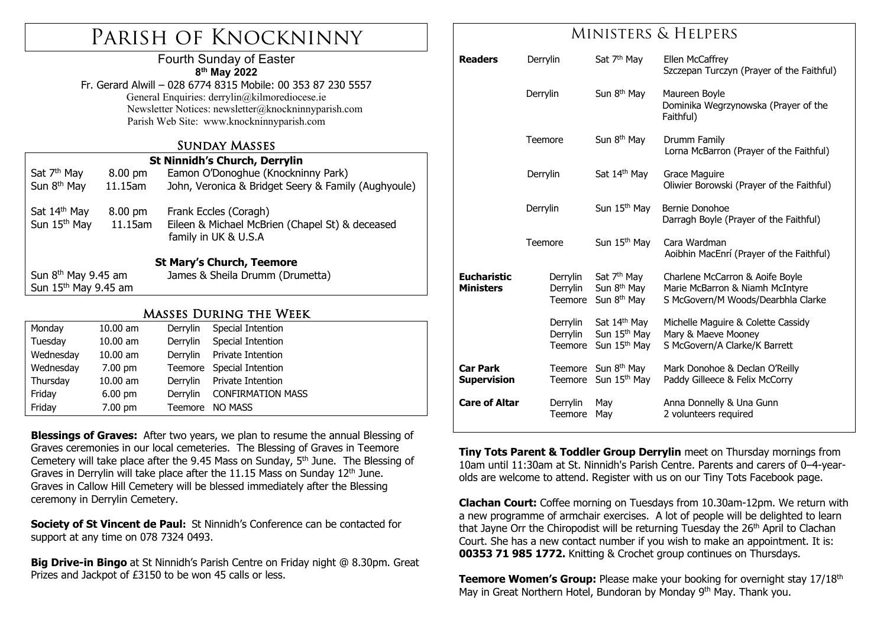# Parish of Knockninny

Fourth Sunday of Easter
**8th May 2022**
Fr. Gerard Alwill – 028 6774 8315 Mobile: 00 353 87 230 5557
General Enquiries: derrylin@kilmorediocese.ie
Newsletter Notices: newsletter@knockninnyparish.com
Parish Web Site: www.knockninnyparish.com

## Sunday Masses

**St Ninnidh's Church, Derrylin**

| | | |
|---|---|---|
| Sat 7th May | 8.00 pm | Eamon O'Donoghue (Knockninny Park) |
| Sun 8th May | 11.15am | John, Veronica & Bridget Seery & Family (Aughyoule) |
| Sat 14th May | 8.00 pm | Frank Eccles (Coragh) |
| Sun 15th May | 11.15am | Eileen & Michael McBrien (Chapel St) & deceased family in UK & U.S.A |

**St Mary's Church, Teemore**

| | |
|---|---|
| Sun 8th May 9.45 am | James & Sheila Drumm (Drumetta) |
| Sun 15th May 9.45 am | |

## Masses During the Week

| | | | |
|---|---|---|---|
| Monday | 10.00 am | Derrylin | Special Intention |
| Tuesday | 10.00 am | Derrylin | Special Intention |
| Wednesday | 10.00 am | Derrylin | Private Intention |
| Wednesday | 7.00 pm | Teemore | Special Intention |
| Thursday | 10.00 am | Derrylin | Private Intention |
| Friday | 6.00 pm | Derrylin | CONFIRMATION MASS |
| Friday | 7.00 pm | Teemore | NO MASS |

**Blessings of Graves:** After two years, we plan to resume the annual Blessing of Graves ceremonies in our local cemeteries. The Blessing of Graves in Teemore Cemetery will take place after the 9.45 Mass on Sunday, 5th June. The Blessing of Graves in Derrylin will take place after the 11.15 Mass on Sunday 12th June. Graves in Callow Hill Cemetery will be blessed immediately after the Blessing ceremony in Derrylin Cemetery.

**Society of St Vincent de Paul:** St Ninnidh's Conference can be contacted for support at any time on 078 7324 0493.

**Big Drive-in Bingo** at St Ninnidh's Parish Centre on Friday night @ 8.30pm. Great Prizes and Jackpot of £3150 to be won 45 calls or less.

## Ministers & Helpers

| | | | |
|---|---|---|---|
| **Readers** | Derrylin | Sat 7th May | Ellen McCaffrey; Szczepan Turczyn (Prayer of the Faithful) |
| | Derrylin | Sun 8th May | Maureen Boyle; Dominika Wegrzynowska (Prayer of the Faithful) |
| | Teemore | Sun 8th May | Drumm Family; Lorna McBarron (Prayer of the Faithful) |
| | Derrylin | Sat 14th May | Grace Maguire; Oliwier Borowski (Prayer of the Faithful) |
| | Derrylin | Sun 15th May | Bernie Donohoe; Darragh Boyle (Prayer of the Faithful) |
| | Teemore | Sun 15th May | Cara Wardman; Aoibhin MacEnrí (Prayer of the Faithful) |
| **Eucharistic Ministers** | Derrylin | Sat 7th May | Charlene McCarron & Aoife Boyle |
| | Derrylin | Sun 8th May | Marie McBarron & Niamh McIntyre |
| | Teemore | Sun 8th May | S McGovern/M Woods/Dearbhla Clarke |
| | Derrylin | Sat 14th May | Michelle Maguire & Colette Cassidy |
| | Derrylin | Sun 15th May | Mary & Maeve Mooney |
| | Teemore | Sun 15th May | S McGovern/A Clarke/K Barrett |
| **Car Park Supervision** | Teemore | Sun 8th May | Mark Donohoe & Declan O'Reilly |
| | Teemore | Sun 15th May | Paddy Gilleece & Felix McCorry |
| **Care of Altar** | Derrylin | May | Anna Donnelly & Una Gunn |
| | Teemore | May | 2 volunteers required |

**Tiny Tots Parent & Toddler Group Derrylin** meet on Thursday mornings from 10am until 11:30am at St. Ninnidh's Parish Centre. Parents and carers of 0–4-year-olds are welcome to attend. Register with us on our Tiny Tots Facebook page.

**Clachan Court:** Coffee morning on Tuesdays from 10.30am-12pm. We return with a new programme of armchair exercises. A lot of people will be delighted to learn that Jayne Orr the Chiropodist will be returning Tuesday the 26th April to Clachan Court. She has a new contact number if you wish to make an appointment. It is: **00353 71 985 1772.** Knitting & Crochet group continues on Thursdays.

**Teemore Women's Group:** Please make your booking for overnight stay 17/18th May in Great Northern Hotel, Bundoran by Monday 9th May. Thank you.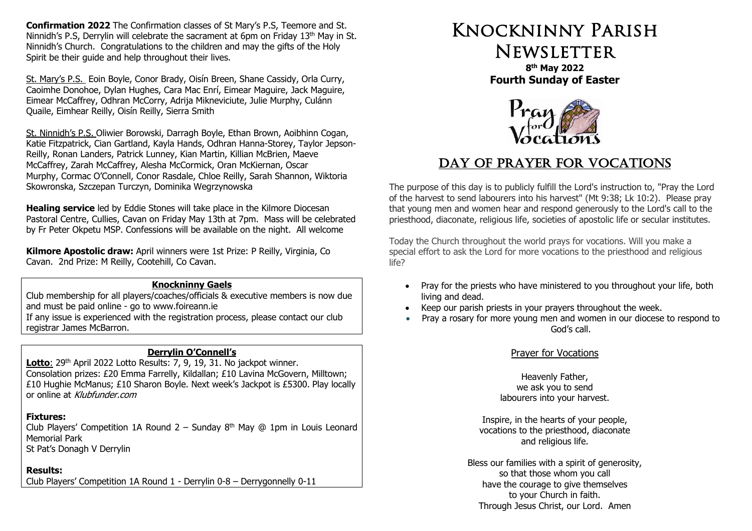**Confirmation 2022** The Confirmation classes of St Mary's P.S, Teemore and St. Ninnidh's P.S, Derrylin will celebrate the sacrament at 6pm on Friday 13th May in St. Ninnidh's Church. Congratulations to the children and may the gifts of the Holy Spirit be their guide and help throughout their lives.

St. Mary's P.S. Eoin Boyle, Conor Brady, Oisín Breen, Shane Cassidy, Orla Curry, Caoimhe Donohoe, Dylan Hughes, Cara Mac Enrí, Eimear Maguire, Jack Maguire, Eimear McCaffrey, Odhran McCorry, Adrija Mikneviciute, Julie Murphy, Culánn Quaile, Eimhear Reilly, Oisín Reilly, Sierra Smith

St. Ninnidh's P.S. Oliwier Borowski, Darragh Boyle, Ethan Brown, Aoibhinn Cogan, Katie Fitzpatrick, Cian Gartland, Kayla Hands, Odhran Hanna-Storey, Taylor Jepson-Reilly, Ronan Landers, Patrick Lunney, Kian Martin, Killian McBrien, Maeve McCaffrey, Zarah McCaffrey, Alesha McCormick, Oran McKiernan, Oscar Murphy, Cormac O'Connell, Conor Rasdale, Chloe Reilly, Sarah Shannon, Wiktoria Skowronska, Szczepan Turczyn, Dominika Wegrzynowska

**Healing service** led by Eddie Stones will take place in the Kilmore Diocesan Pastoral Centre, Cullies, Cavan on Friday May 13th at 7pm. Mass will be celebrated by Fr Peter Okpetu MSP. Confessions will be available on the night. All welcome

**Kilmore Apostolic draw:** April winners were 1st Prize: P Reilly, Virginia, Co Cavan. 2nd Prize: M Reilly, Cootehill, Co Cavan.

**Knockninny Gaels**

Club membership for all players/coaches/officials & executive members is now due and must be paid online - go to www.foireann.ie
If any issue is experienced with the registration process, please contact our club registrar James McBarron.

**Derrylin O'Connell's**

**Lotto**: 29th April 2022 Lotto Results: 7, 9, 19, 31. No jackpot winner. Consolation prizes: £20 Emma Farrelly, Kildallan; £10 Lavina McGovern, Milltown; £10 Hughie McManus; £10 Sharon Boyle. Next week's Jackpot is £5300. Play locally or online at *Klubfunder.com*

**Fixtures:**
Club Players' Competition 1A Round 2 – Sunday 8th May @ 1pm in Louis Leonard Memorial Park
St Pat's Donagh V Derrylin

**Results:**
Club Players' Competition 1A Round 1 - Derrylin 0-8 – Derrygonnelly 0-11

# Knockninny Parish Newsletter

**8th May 2022**
**Fourth Sunday of Easter**

Pray for Vocations

## Day of Prayer for Vocations

The purpose of this day is to publicly fulfill the Lord's instruction to, "Pray the Lord of the harvest to send labourers into his harvest" (Mt 9:38; Lk 10:2). Please pray that young men and women hear and respond generously to the Lord's call to the priesthood, diaconate, religious life, societies of apostolic life or secular institutes.

Today the Church throughout the world prays for vocations. Will you make a special effort to ask the Lord for more vocations to the priesthood and religious life?

- Pray for the priests who have ministered to you throughout your life, both living and dead.
- Keep our parish priests in your prayers throughout the week.
- Pray a rosary for more young men and women in our diocese to respond to God's call.

### Prayer for Vocations

Heavenly Father,
we ask you to send
labourers into your harvest.

Inspire, in the hearts of your people,
vocations to the priesthood, diaconate
and religious life.

Bless our families with a spirit of generosity,
so that those whom you call
have the courage to give themselves
to your Church in faith.
Through Jesus Christ, our Lord. Amen